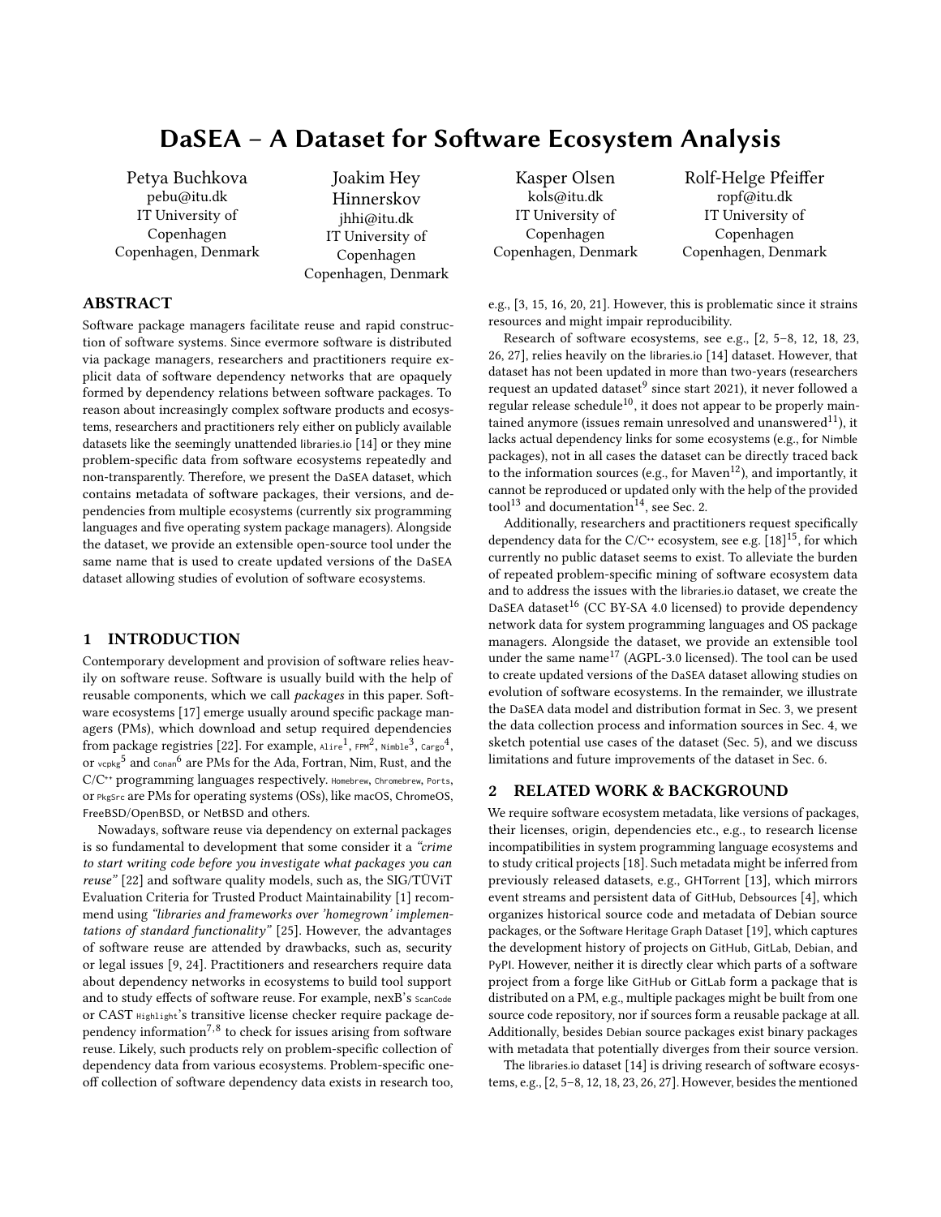# DaSEA – A Dataset for Software Ecosystem Analysis

Petya Buchkova
pebu@itu.dk
IT University of Copenhagen
Copenhagen, Denmark

Joakim Hey Hinnerskov
jhhi@itu.dk
IT University of Copenhagen
Copenhagen, Denmark

Kasper Olsen
kols@itu.dk
IT University of Copenhagen
Copenhagen, Denmark

Rolf-Helge Pfeiffer
ropf@itu.dk
IT University of Copenhagen
Copenhagen, Denmark

## ABSTRACT

Software package managers facilitate reuse and rapid construction of software systems. Since evermore software is distributed via package managers, researchers and practitioners require explicit data of software dependency networks that are opaquely formed by dependency relations between software packages. To reason about increasingly complex software products and ecosystems, researchers and practitioners rely either on publicly available datasets like the seemingly unattended libraries.io [14] or they mine problem-specific data from software ecosystems repeatedly and non-transparently. Therefore, we present the DaSEA dataset, which contains metadata of software packages, their versions, and dependencies from multiple ecosystems (currently six programming languages and five operating system package managers). Alongside the dataset, we provide an extensible open-source tool under the same name that is used to create updated versions of the DaSEA dataset allowing studies of evolution of software ecosystems.

## 1 INTRODUCTION

Contemporary development and provision of software relies heavily on software reuse. Software is usually build with the help of reusable components, which we call *packages* in this paper. Software ecosystems [17] emerge usually around specific package managers (PMs), which download and setup required dependencies from package registries [22]. For example, Alire[1], FPM[2], Nimble[3], Cargo[4], or vcpkg[5] and Conan[6] are PMs for the Ada, Fortran, Nim, Rust, and the C/C++ programming languages respectively. Homebrew, Chromebrew, Ports, or PkgSrc are PMs for operating systems (OSs), like macOS, ChromeOS, FreeBSD/OpenBSD, or NetBSD and others.

Nowadays, software reuse via dependency on external packages is so fundamental to development that some consider it a *"crime to start writing code before you investigate what packages you can reuse"* [22] and software quality models, such as, the SIG/TÜViT Evaluation Criteria for Trusted Product Maintainability [1] recommend using *"libraries and frameworks over 'homegrown' implementations of standard functionality"* [25]. However, the advantages of software reuse are attended by drawbacks, such as, security or legal issues [9, 24]. Practitioners and researchers require data about dependency networks in ecosystems to build tool support and to study effects of software reuse. For example, nexB's ScanCode or CAST Highlight's transitive license checker require package dependency information[7,8] to check for issues arising from software reuse. Likely, such products rely on problem-specific collection of dependency data from various ecosystems. Problem-specific one-off collection of software dependency data exists in research too, e.g., [3, 15, 16, 20, 21]. However, this is problematic since it strains resources and might impair reproducibility.

Research of software ecosystems, see e.g., [2, 5–8, 12, 18, 23, 26, 27], relies heavily on the libraries.io [14] dataset. However, that dataset has not been updated in more than two-years (researchers request an updated dataset[9] since start 2021), it never followed a regular release schedule[10], it does not appear to be properly maintained anymore (issues remain unresolved and unanswered[11]), it lacks actual dependency links for some ecosystems (e.g., for Nimble packages), not in all cases the dataset can be directly traced back to the information sources (e.g., for Maven[12]), and importantly, it cannot be reproduced or updated only with the help of the provided tool[13] and documentation[14], see Sec. 2.

Additionally, researchers and practitioners request specifically dependency data for the C/C++ ecosystem, see e.g. [18][15], for which currently no public dataset seems to exist. To alleviate the burden of repeated problem-specific mining of software ecosystem data and to address the issues with the libraries.io dataset, we create the DaSEA dataset[16] (CC BY-SA 4.0 licensed) to provide dependency network data for system programming languages and OS package managers. Alongside the dataset, we provide an extensible tool under the same name[17] (AGPL-3.0 licensed). The tool can be used to create updated versions of the DaSEA dataset allowing studies on evolution of software ecosystems. In the remainder, we illustrate the DaSEA data model and distribution format in Sec. 3, we present the data collection process and information sources in Sec. 4, we sketch potential use cases of the dataset (Sec. 5), and we discuss limitations and future improvements of the dataset in Sec. 6.

## 2 RELATED WORK & BACKGROUND

We require software ecosystem metadata, like versions of packages, their licenses, origin, dependencies etc., e.g., to research license incompatibilities in system programming language ecosystems and to study critical projects [18]. Such metadata might be inferred from previously released datasets, e.g., GHTorrent [13], which mirrors event streams and persistent data of GitHub, Debsources [4], which organizes historical source code and metadata of Debian source packages, or the Software Heritage Graph Dataset [19], which captures the development history of projects on GitHub, GitLab, Debian, and PyPI. However, neither it is directly clear which parts of a software project from a forge like GitHub or GitLab form a package that is distributed on a PM, e.g., multiple packages might be built from one source code repository, nor if sources form a reusable package at all. Additionally, besides Debian source packages exist binary packages with metadata that potentially diverges from their source version.

The libraries.io dataset [14] is driving research of software ecosystems, e.g., [2, 5–8, 12, 18, 23, 26, 27]. However, besides the mentioned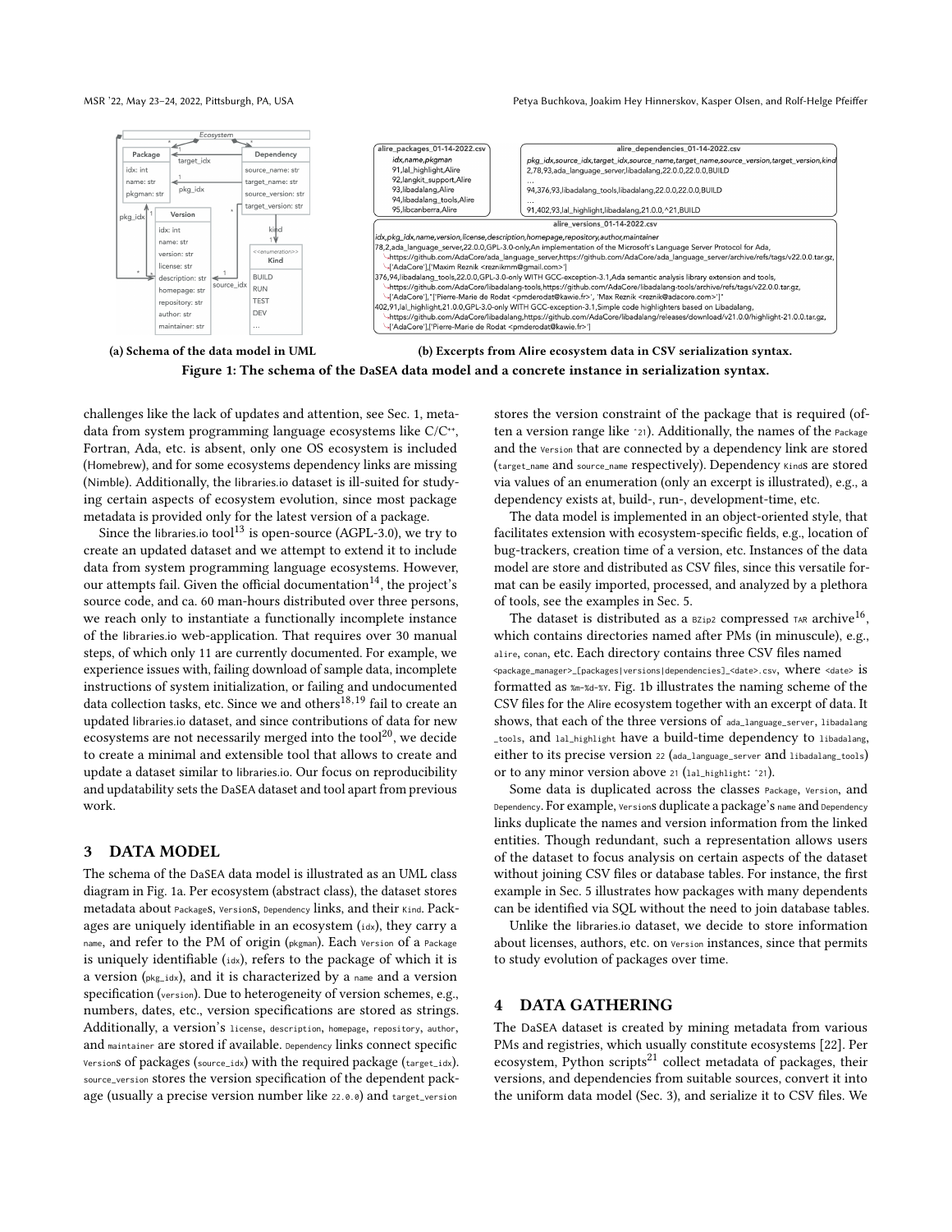(a) Schema of the data model in UML

(b) Excerpts from Alire ecosystem data in CSV serialization syntax.

**Figure 1: The schema of the DaSEA data model and a concrete instance in serialization syntax.**

challenges like the lack of updates and attention, see Sec. 1, metadata from system programming language ecosystems like C/C++, Fortran, Ada, etc. is absent, only one OS ecosystem is included (Homebrew), and for some ecosystems dependency links are missing (Nimble). Additionally, the libraries.io dataset is ill-suited for studying certain aspects of ecosystem evolution, since most package metadata is provided only for the latest version of a package.

Since the libraries.io tool[13] is open-source (AGPL-3.0), we try to create an updated dataset and we attempt to extend it to include data from system programming language ecosystems. However, our attempts fail. Given the official documentation[14], the project's source code, and ca. 60 man-hours distributed over three persons, we reach only to instantiate a functionally incomplete instance of the libraries.io web-application. That requires over 30 manual steps, of which only 11 are currently documented. For example, we experience issues with, failing download of sample data, incomplete instructions of system initialization, or failing and undocumented data collection tasks, etc. Since we and others[18,19] fail to create an updated libraries.io dataset, and since contributions of data for new ecosystems are not necessarily merged into the tool[20], we decide to create a minimal and extensible tool that allows to create and update a dataset similar to libraries.io. Our focus on reproducibility and updatability sets the DaSEA dataset and tool apart from previous work.

## 3 DATA MODEL

The schema of the DaSEA data model is illustrated as an UML class diagram in Fig. 1a. Per ecosystem (abstract class), the dataset stores metadata about `Package`s, `Version`s, `Dependency` links, and their `Kind`. Packages are uniquely identifiable in an ecosystem (`idx`), they carry a `name`, and refer to the PM of origin (`pkgman`). Each `Version` of a `Package` is uniquely identifiable (`idx`), refers to the package of which it is a version (`pkg_idx`), and it is characterized by a `name` and a version specification (`version`). Due to heterogeneity of version schemes, e.g., numbers, dates, etc., version specifications are stored as strings. Additionally, a version's `license`, `description`, `homepage`, `repository`, `author`, and `maintainer` are stored if available. `Dependency` links connect specific `Version`s of packages (`source_idx`) with the required package (`target_idx`). `source_version` stores the version specification of the dependent package (usually a precise version number like `22.0.0`) and `target_version` stores the version constraint of the package that is required (often a version range like `^21`). Additionally, the names of the `Package` and the `Version` that are connected by a dependency link are stored (`target_name` and `source_name` respectively). Dependency `Kind`s are stored via values of an enumeration (only an excerpt is illustrated), e.g., a dependency exists at, build-, run-, development-time, etc.

The data model is implemented in an object-oriented style, that facilitates extension with ecosystem-specific fields, e.g., location of bug-trackers, creation time of a version, etc. Instances of the data model are store and distributed as CSV files, since this versatile format can be easily imported, processed, and analyzed by a plethora of tools, see the examples in Sec. 5.

The dataset is distributed as a BZip2 compressed TAR archive[16], which contains directories named after PMs (in minuscule), e.g., `alire`, `conan`, etc. Each directory contains three CSV files named `<package_manager>_[packages|versions|dependencies]_<date>.csv`, where `<date>` is formatted as `%m-%d-%Y`. Fig. 1b illustrates the naming scheme of the CSV files for the Alire ecosystem together with an excerpt of data. It shows, that each of the three versions of `ada_language_server`, `libadalang_tools`, and `lal_highlight` have a build-time dependency to `libadalang`, either to its precise version `22` (`ada_language_server` and `libadalang_tools`) or to any minor version above `21` (`lal_highlight`: `^21`).

Some data is duplicated across the classes `Package`, `Version`, and `Dependency`. For example, `Version`s duplicate a package's `name` and `Dependency` links duplicate the names and version information from the linked entities. Though redundant, such a representation allows users of the dataset to focus analysis on certain aspects of the dataset without joining CSV files or database tables. For instance, the first example in Sec. 5 illustrates how packages with many dependents can be identified via SQL without the need to join database tables.

Unlike the libraries.io dataset, we decide to store information about licenses, authors, etc. on `Version` instances, since that permits to study evolution of packages over time.

## 4 DATA GATHERING

The DaSEA dataset is created by mining metadata from various PMs and registries, which usually constitute ecosystems [22]. Per ecosystem, Python scripts[21] collect metadata of packages, their versions, and dependencies from suitable sources, convert it into the uniform data model (Sec. 3), and serialize it to CSV files. We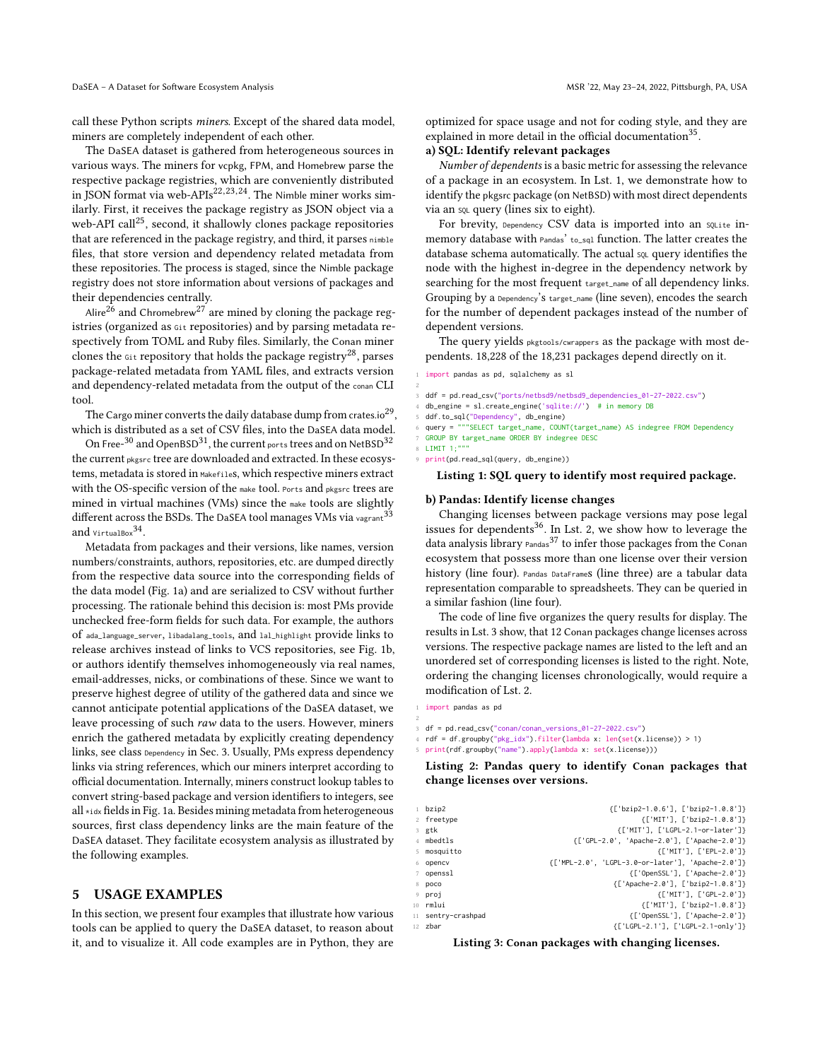call these Python scripts *miners*. Except of the shared data model, miners are completely independent of each other.

The DaSEA dataset is gathered from heterogeneous sources in various ways. The miners for vcpkg, FPM, and Homebrew parse the respective package registries, which are conveniently distributed in JSON format via web-APIs[22,23,24]. The Nimble miner works similarly. First, it receives the package registry as JSON object via a web-API call[25], second, it shallowly clones package repositories that are referenced in the package registry, and third, it parses nimble files, that store version and dependency related metadata from these repositories. The process is staged, since the Nimble package registry does not store information about versions of packages and their dependencies centrally.

Alire[26] and Chromebrew[27] are mined by cloning the package registries (organized as Git repositories) and by parsing metadata respectively from TOML and Ruby files. Similarly, the Conan miner clones the Git repository that holds the package registry[28], parses package-related metadata from YAML files, and extracts version and dependency-related metadata from the output of the conan CLI tool.

The Cargo miner converts the daily database dump from crates.io[29], which is distributed as a set of CSV files, into the DaSEA data model.

On Free-[30] and OpenBSD[31], the current ports trees and on NetBSD[32] the current pkgsrc tree are downloaded and extracted. In these ecosystems, metadata is stored in Makefiles, which respective miners extract with the OS-specific version of the make tool. Ports and pkgsrc trees are mined in virtual machines (VMs) since the make tools are slightly different across the BSDs. The DaSEA tool manages VMs via vagrant[33] and VirtualBox[34].

Metadata from packages and their versions, like names, version numbers/constraints, authors, repositories, etc. are dumped directly from the respective data source into the corresponding fields of the data model (Fig. 1a) and are serialized to CSV without further processing. The rationale behind this decision is: most PMs provide unchecked free-form fields for such data. For example, the authors of ada_language_server, libadalang_tools, and lal_highlight provide links to release archives instead of links to VCS repositories, see Fig. 1b, or authors identify themselves inhomogeneously via real names, email-addresses, nicks, or combinations of these. Since we want to preserve highest degree of utility of the gathered data and since we cannot anticipate potential applications of the DaSEA dataset, we leave processing of such *raw* data to the users. However, miners enrich the gathered metadata by explicitly creating dependency links, see class Dependency in Sec. 3. Usually, PMs express dependency links via string references, which our miners interpret according to official documentation. Internally, miners construct lookup tables to convert string-based package and version identifiers to integers, see all *idx fields in Fig. 1a. Besides mining metadata from heterogeneous sources, first class dependency links are the main feature of the DaSEA dataset. They facilitate ecosystem analysis as illustrated by the following examples.

## 5 USAGE EXAMPLES

In this section, we present four examples that illustrate how various tools can be applied to query the DaSEA dataset, to reason about it, and to visualize it. All code examples are in Python, they are optimized for space usage and not for coding style, and they are explained in more detail in the official documentation[35].

### a) SQL: Identify relevant packages

*Number of dependents* is a basic metric for assessing the relevance of a package in an ecosystem. In Lst. 1, we demonstrate how to identify the pkgsrc package (on NetBSD) with most direct dependents via an SQL query (lines six to eight).

For brevity, Dependency CSV data is imported into an SQLite in-memory database with Pandas' to_sql function. The latter creates the database schema automatically. The actual SQL query identifies the node with the highest in-degree in the dependency network by searching for the most frequent target_name of all dependency links. Grouping by a Dependency's target_name (line seven), encodes the search for the number of dependent packages instead of the number of dependent versions.

The query yields pkgtools/cwrappers as the package with most dependents. 18,228 of the 18,231 packages depend directly on it.

```python
import pandas as pd, sqlalchemy as sl

ddf = pd.read_csv("ports/netbsd9/netbsd9_dependencies_01-27-2022.csv")
db_engine = sl.create_engine('sqlite://')  # in memory DB
ddf.to_sql("Dependency", db_engine)
query = """SELECT target_name, COUNT(target_name) AS indegree FROM Dependency
GROUP BY target_name ORDER BY indegree DESC
LIMIT 1;"""
print(pd.read_sql(query, db_engine))
```

**Listing 1: SQL query to identify most required package.**

### b) Pandas: Identify license changes

Changing licenses between package versions may pose legal issues for dependents[36]. In Lst. 2, we show how to leverage the data analysis library Pandas[37] to infer those packages from the Conan ecosystem that possess more than one license over their version history (line four). Pandas DataFrames (line three) are a tabular data representation comparable to spreadsheets. They can be queried in a similar fashion (line four).

The code of line five organizes the query results for display. The results in Lst. 3 show, that 12 Conan packages change licenses across versions. The respective package names are listed to the left and an unordered set of corresponding licenses is listed to the right. Note, ordering the changing licenses chronologically, would require a modification of Lst. 2.

```python
import pandas as pd

df = pd.read_csv("conan/conan_versions_01-27-2022.csv")
rdf = df.groupby("pkg_idx").filter(lambda x: len(set(x.license)) > 1)
print(rdf.groupby("name").apply(lambda x: set(x.license)))
```

**Listing 2: Pandas query to identify Conan packages that change licenses over versions.**

```
bzip2                                        {['bzip2-1.0.6'], ['bzip2-1.0.8']}
freetype                                            {['MIT'], ['bzip2-1.0.8']}
gtk                                          {['MIT'], ['LGPL-2.1-or-later']}
mbedtls                           {['GPL-2.0', 'Apache-2.0'], ['Apache-2.0']}
mosquitto                                               {['MIT'], ['EPL-2.0']}
opencv                    {['MPL-2.0', 'LGPL-3.0-or-later'], 'Apache-2.0']}
openssl                                         {['OpenSSL'], ['Apache-2.0']}
poco                                         {['Apache-2.0'], ['bzip2-1.0.8']}
proj                                                    {['MIT'], ['GPL-2.0']}
rmlui                                               {['MIT'], ['bzip2-1.0.8']}
sentry-crashpad                                 {['OpenSSL'], ['Apache-2.0']}
zbar                                         {['LGPL-2.1'], ['LGPL-2.1-only']}
```

**Listing 3: Conan packages with changing licenses.**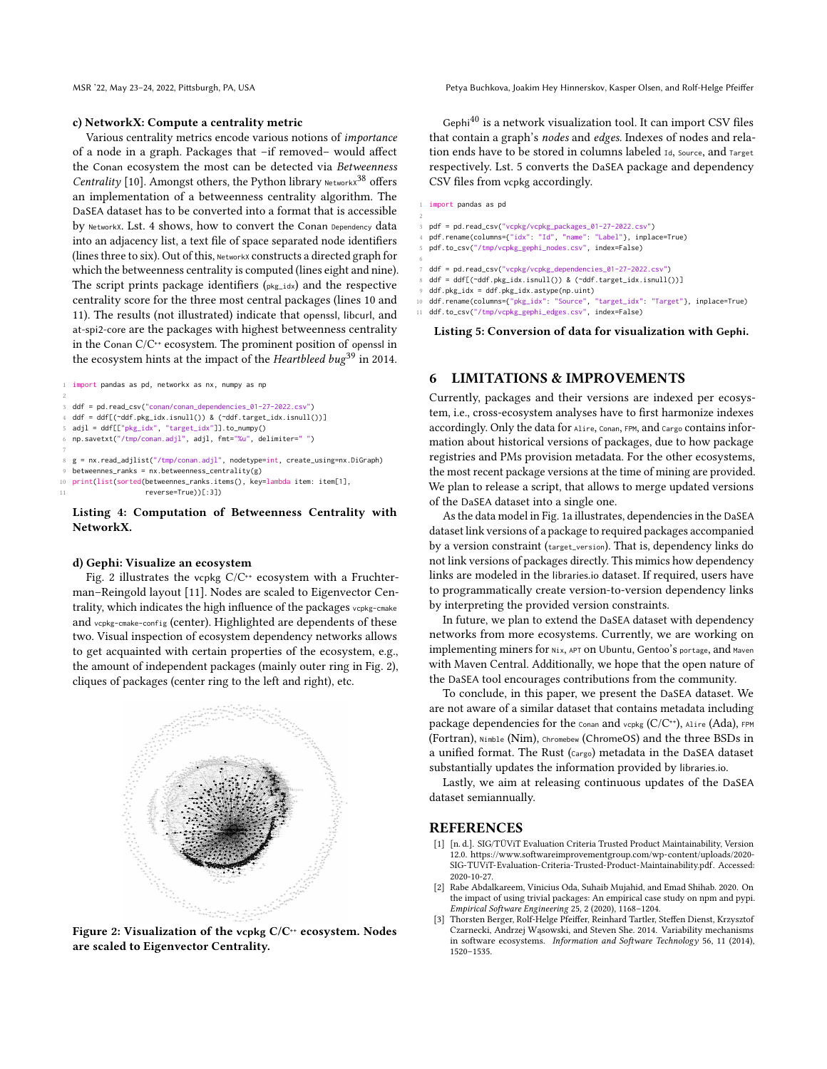#### c) NetworkX: Compute a centrality metric

Various centrality metrics encode various notions of *importance* of a node in a graph. Packages that –if removed– would affect the Conan ecosystem the most can be detected via *Betweenness Centrality* [10]. Amongst others, the Python library NetworkX[38] offers an implementation of a betweenness centrality algorithm. The DaSEA dataset has to be converted into a format that is accessible by NetworkX. Lst. 4 shows, how to convert the Conan Dependency data into an adjacency list, a text file of space separated node identifiers (lines three to six). Out of this, NetworkX constructs a directed graph for which the betweenness centrality is computed (lines eight and nine). The script prints package identifiers (pkg_idx) and the respective centrality score for the three most central packages (lines 10 and 11). The results (not illustrated) indicate that openssl, libcurl, and at-spi2-core are the packages with highest betweenness centrality in the Conan C/C++ ecosystem. The prominent position of openssl in the ecosystem hints at the impact of the *Heartbleed bug*[39] in 2014.

```
1  import pandas as pd, networkx as nx, numpy as np
2
3  ddf = pd.read_csv("conan/conan_dependencies_01-27-2022.csv")
4  ddf = ddf[(~ddf.pkg_idx.isnull()) & (~ddf.target_idx.isnull())]
5  adjl = ddf[["pkg_idx", "target_idx"]].to_numpy()
6  np.savetxt("/tmp/conan.adjl", adjl, fmt="%u", delimiter=" ")
7
8  g = nx.read_adjlist("/tmp/conan.adjl", nodetype=int, create_using=nx.DiGraph)
9  betweennes_ranks = nx.betweenness_centrality(g)
10 print(list(sorted(betweennes_ranks.items(), key=lambda item: item[1],
11                   reverse=True))[:3])
```

**Listing 4: Computation of Betweenness Centrality with NetworkX.**

#### d) Gephi: Visualize an ecosystem

Fig. 2 illustrates the vcpkg C/C++ ecosystem with a Fruchterman–Reingold layout [11]. Nodes are scaled to Eigenvector Centrality, which indicates the high influence of the packages vcpkg-cmake and vcpkg-cmake-config (center). Highlighted are dependents of these two. Visual inspection of ecosystem dependency networks allows to get acquainted with certain properties of the ecosystem, e.g., the amount of independent packages (mainly outer ring in Fig. 2), cliques of packages (center ring to the left and right), etc.

**Figure 2: Visualization of the vcpkg C/C++ ecosystem. Nodes are scaled to Eigenvector Centrality.**

Gephi[40] is a network visualization tool. It can import CSV files that contain a graph's *nodes* and *edges*. Indexes of nodes and relation ends have to be stored in columns labeled Id, Source, and Target respectively. Lst. 5 converts the DaSEA package and dependency CSV files from vcpkg accordingly.

```
1  import pandas as pd
2
3  pdf = pd.read_csv("vcpkg/vcpkg_packages_01-27-2022.csv")
4  pdf.rename(columns={"idx": "Id", "name": "Label"}, inplace=True)
5  pdf.to_csv("/tmp/vcpkg_gephi_nodes.csv", index=False)
6
7  ddf = pd.read_csv("vcpkg/vcpkg_dependencies_01-27-2022.csv")
8  ddf = ddf[(~ddf.pkg_idx.isnull()) & (~ddf.target_idx.isnull())]
9  ddf.pkg_idx = ddf.pkg_idx.astype(np.uint)
10 ddf.rename(columns={"pkg_idx": "Source", "target_idx": "Target"}, inplace=True)
11 ddf.to_csv("/tmp/vcpkg_gephi_edges.csv", index=False)
```

**Listing 5: Conversion of data for visualization with Gephi.**

## 6 LIMITATIONS & IMPROVEMENTS

Currently, packages and their versions are indexed per ecosystem, i.e., cross-ecosystem analyses have to first harmonize indexes accordingly. Only the data for Alire, Conan, FPM, and Cargo contains information about historical versions of packages, due to how package registries and PMs provision metadata. For the other ecosystems, the most recent package versions at the time of mining are provided. We plan to release a script, that allows to merge updated versions of the DaSEA dataset into a single one.

As the data model in Fig. 1a illustrates, dependencies in the DaSEA dataset link versions of a package to required packages accompanied by a version constraint (target_version). That is, dependency links do not link versions of packages directly. This mimics how dependency links are modeled in the libraries.io dataset. If required, users have to programmatically create version-to-version dependency links by interpreting the provided version constraints.

In future, we plan to extend the DaSEA dataset with dependency networks from more ecosystems. Currently, we are working on implementing miners for Nix, APT on Ubuntu, Gentoo's portage, and Maven with Maven Central. Additionally, we hope that the open nature of the DaSEA tool encourages contributions from the community.

To conclude, in this paper, we present the DaSEA dataset. We are not aware of a similar dataset that contains metadata including package dependencies for the Conan and vcpkg (C/C++), Alire (Ada), FPM (Fortran), Nimble (Nim), Chromebew (ChromeOS) and the three BSDs in a unified format. The Rust (Cargo) metadata in the DaSEA dataset substantially updates the information provided by libraries.io.

Lastly, we aim at releasing continuous updates of the DaSEA dataset semiannually.

## REFERENCES

[1] [n. d.]. SIG/TÜViT Evaluation Criteria Trusted Product Maintainability, Version 12.0. https://www.softwareimprovementgroup.com/wp-content/uploads/2020-SIG-TUViT-Evaluation-Criteria-Trusted-Product-Maintainability.pdf. Accessed: 2020-10-27.

[2] Rabe Abdalkareem, Vinicius Oda, Suhaib Mujahid, and Emad Shihab. 2020. On the impact of using trivial packages: An empirical case study on npm and pypi. *Empirical Software Engineering* 25, 2 (2020), 1168–1204.

[3] Thorsten Berger, Rolf-Helge Pfeiffer, Reinhard Tartler, Steffen Dienst, Krzysztof Czarnecki, Andrzej Wąsowski, and Steven She. 2014. Variability mechanisms in software ecosystems. *Information and Software Technology* 56, 11 (2014), 1520–1535.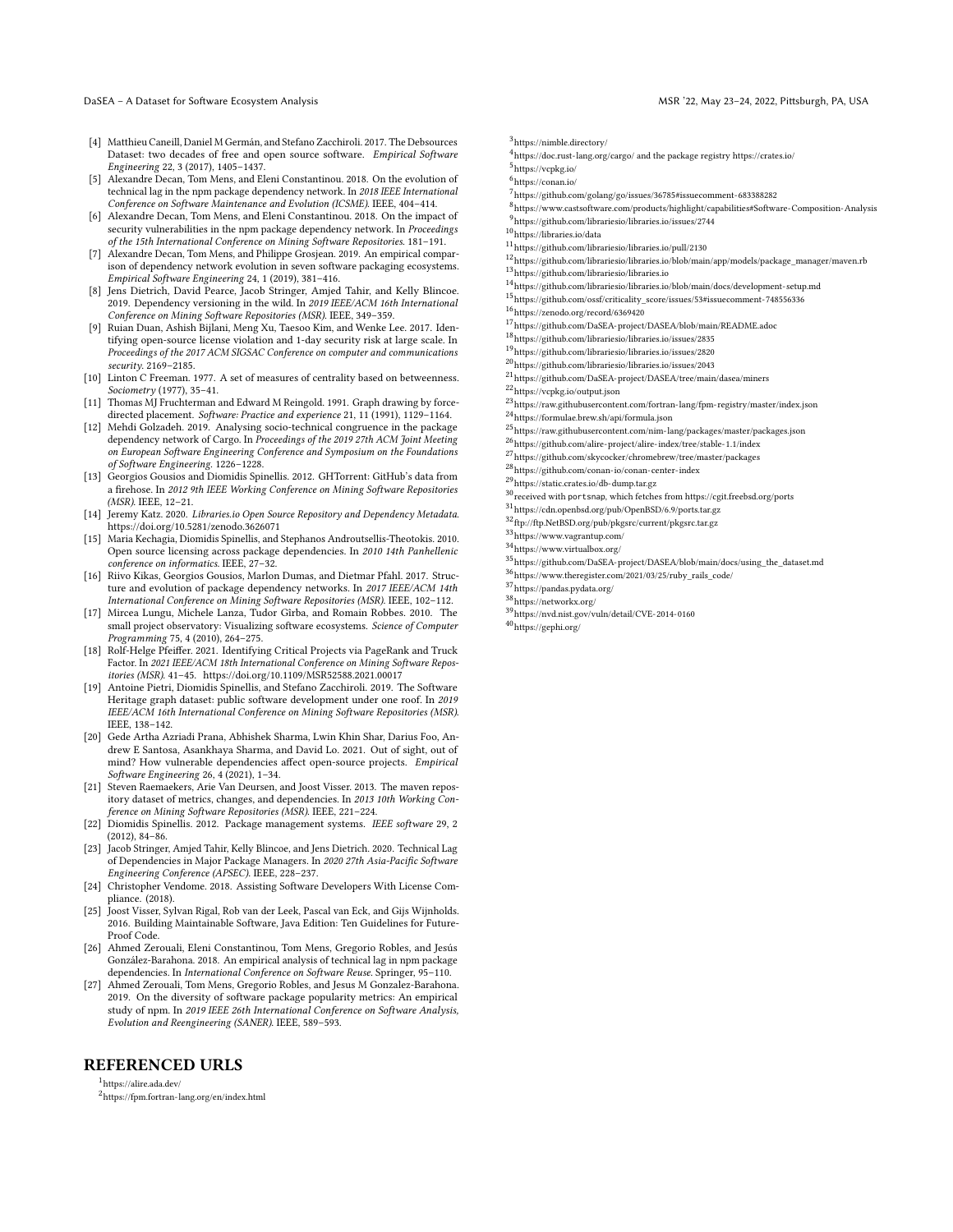[4] Matthieu Caneill, Daniel M Germán, and Stefano Zacchiroli. 2017. The Debsources Dataset: two decades of free and open source software. *Empirical Software Engineering* 22, 3 (2017), 1405–1437.

[5] Alexandre Decan, Tom Mens, and Eleni Constantinou. 2018. On the evolution of technical lag in the npm package dependency network. In *2018 IEEE International Conference on Software Maintenance and Evolution (ICSME)*. IEEE, 404–414.

[6] Alexandre Decan, Tom Mens, and Eleni Constantinou. 2018. On the impact of security vulnerabilities in the npm package dependency network. In *Proceedings of the 15th International Conference on Mining Software Repositories*. 181–191.

[7] Alexandre Decan, Tom Mens, and Philippe Grosjean. 2019. An empirical comparison of dependency network evolution in seven software packaging ecosystems. *Empirical Software Engineering* 24, 1 (2019), 381–416.

[8] Jens Dietrich, David Pearce, Jacob Stringer, Amjed Tahir, and Kelly Blincoe. 2019. Dependency versioning in the wild. In *2019 IEEE/ACM 16th International Conference on Mining Software Repositories (MSR)*. IEEE, 349–359.

[9] Ruian Duan, Ashish Bijlani, Meng Xu, Taesoo Kim, and Wenke Lee. 2017. Identifying open-source license violation and 1-day security risk at large scale. In *Proceedings of the 2017 ACM SIGSAC Conference on computer and communications security*. 2169–2185.

[10] Linton C Freeman. 1977. A set of measures of centrality based on betweenness. *Sociometry* (1977), 35–41.

[11] Thomas MJ Fruchterman and Edward M Reingold. 1991. Graph drawing by force-directed placement. *Software: Practice and experience* 21, 11 (1991), 1129–1164.

[12] Mehdi Golzadeh. 2019. Analysing socio-technical congruence in the package dependency network of Cargo. In *Proceedings of the 2019 27th ACM Joint Meeting on European Software Engineering Conference and Symposium on the Foundations of Software Engineering*. 1226–1228.

[13] Georgios Gousios and Diomidis Spinellis. 2012. GHTorrent: GitHub's data from a firehose. In *2012 9th IEEE Working Conference on Mining Software Repositories (MSR)*. IEEE, 12–21.

[14] Jeremy Katz. 2020. *Libraries.io Open Source Repository and Dependency Metadata*. https://doi.org/10.5281/zenodo.3626071

[15] Maria Kechagia, Diomidis Spinellis, and Stephanos Androutsellis-Theotokis. 2010. Open source licensing across package dependencies. In *2010 14th Panhellenic conference on informatics*. IEEE, 27–32.

[16] Riivo Kikas, Georgios Gousios, Marlon Dumas, and Dietmar Pfahl. 2017. Structure and evolution of package dependency networks. In *2017 IEEE/ACM 14th International Conference on Mining Software Repositories (MSR)*. IEEE, 102–112.

[17] Mircea Lungu, Michele Lanza, Tudor Gîrba, and Romain Robbes. 2010. The small project observatory: Visualizing software ecosystems. *Science of Computer Programming* 75, 4 (2010), 264–275.

[18] Rolf-Helge Pfeiffer. 2021. Identifying Critical Projects via PageRank and Truck Factor. In *2021 IEEE/ACM 18th International Conference on Mining Software Repositories (MSR)*. 41–45. https://doi.org/10.1109/MSR52588.2021.00017

[19] Antoine Pietri, Diomidis Spinellis, and Stefano Zacchiroli. 2019. The Software Heritage graph dataset: public software development under one roof. In *2019 IEEE/ACM 16th International Conference on Mining Software Repositories (MSR)*. IEEE, 138–142.

[20] Gede Artha Azriadi Prana, Abhishek Sharma, Lwin Khin Shar, Darius Foo, Andrew E Santosa, Asankhaya Sharma, and David Lo. 2021. Out of sight, out of mind? How vulnerable dependencies affect open-source projects. *Empirical Software Engineering* 26, 4 (2021), 1–34.

[21] Steven Raemaekers, Arie Van Deursen, and Joost Visser. 2013. The maven repository dataset of metrics, changes, and dependencies. In *2013 10th Working Conference on Mining Software Repositories (MSR)*. IEEE, 221–224.

[22] Diomidis Spinellis. 2012. Package management systems. *IEEE software* 29, 2 (2012), 84–86.

[23] Jacob Stringer, Amjed Tahir, Kelly Blincoe, and Jens Dietrich. 2020. Technical Lag of Dependencies in Major Package Managers. In *2020 27th Asia-Pacific Software Engineering Conference (APSEC)*. IEEE, 228–237.

[24] Christopher Vendome. 2018. Assisting Software Developers With License Compliance. (2018).

[25] Joost Visser, Sylvan Rigal, Rob van der Leek, Pascal van Eck, and Gijs Wijnholds. 2016. Building Maintainable Software, Java Edition: Ten Guidelines for Future-Proof Code.

[26] Ahmed Zerouali, Eleni Constantinou, Tom Mens, Gregorio Robles, and Jesús González-Barahona. 2018. An empirical analysis of technical lag in npm package dependencies. In *International Conference on Software Reuse*. Springer, 95–110.

[27] Ahmed Zerouali, Tom Mens, Gregorio Robles, and Jesus M Gonzalez-Barahona. 2019. On the diversity of software package popularity metrics: An empirical study of npm. In *2019 IEEE 26th International Conference on Software Analysis, Evolution and Reengineering (SANER)*. IEEE, 589–593.

## REFERENCED URLS

[1] https://alire.ada.dev/

[2] https://fpm.fortran-lang.org/en/index.html

[3] https://nimble.directory/

[4] https://doc.rust-lang.org/cargo/ and the package registry https://crates.io/

[5] https://vcpkg.io/

[6] https://conan.io/

[7] https://github.com/golang/go/issues/36785#issuecomment-683388282

[8] https://www.castsoftware.com/products/highlight/capabilities#Software-Composition-Analysis

[9] https://github.com/librariesio/libraries.io/issues/2744

[10] https://libraries.io/data

[11] https://github.com/librariesio/libraries.io/pull/2130

[12] https://github.com/librariesio/libraries.io/blob/main/app/models/package_manager/maven.rb

[13] https://github.com/librariesio/libraries.io

[14] https://github.com/librariesio/libraries.io/blob/main/docs/development-setup.md

[15] https://github.com/ossf/criticality_score/issues/53#issuecomment-748556336

[16] https://zenodo.org/record/6369420

[17] https://github.com/DaSEA-project/DASEA/blob/main/README.adoc

[18] https://github.com/librariesio/libraries.io/issues/2835

[19] https://github.com/librariesio/libraries.io/issues/2820

[20] https://github.com/librariesio/libraries.io/issues/2043

[21] https://github.com/DaSEA-project/DASEA/tree/main/dasea/miners

[22] https://vcpkg.io/output.json

[23] https://raw.githubusercontent.com/fortran-lang/fpm-registry/master/index.json

[24] https://formulae.brew.sh/api/formula.json

[25] https://raw.githubusercontent.com/nim-lang/packages/master/packages.json

[26] https://github.com/alire-project/alire-index/tree/stable-1.1/index

[27] https://github.com/skycocker/chromebrew/tree/master/packages

[28] https://github.com/conan-io/conan-center-index

[29] https://static.crates.io/db-dump.tar.gz

[30] received with `portsnap`, which fetches from https://cgit.freebsd.org/ports

[31] https://cdn.openbsd.org/pub/OpenBSD/6.9/ports.tar.gz

[32] ftp://ftp.NetBSD.org/pub/pkgsrc/current/pkgsrc.tar.gz

[33] https://www.vagrantup.com/

[34] https://www.virtualbox.org/

[35] https://github.com/DaSEA-project/DASEA/blob/main/docs/using_the_dataset.md

[36] https://www.theregister.com/2021/03/25/ruby_rails_code/

[37] https://pandas.pydata.org/

[38] https://networkx.org/

[39] https://nvd.nist.gov/vuln/detail/CVE-2014-0160

[40] https://gephi.org/